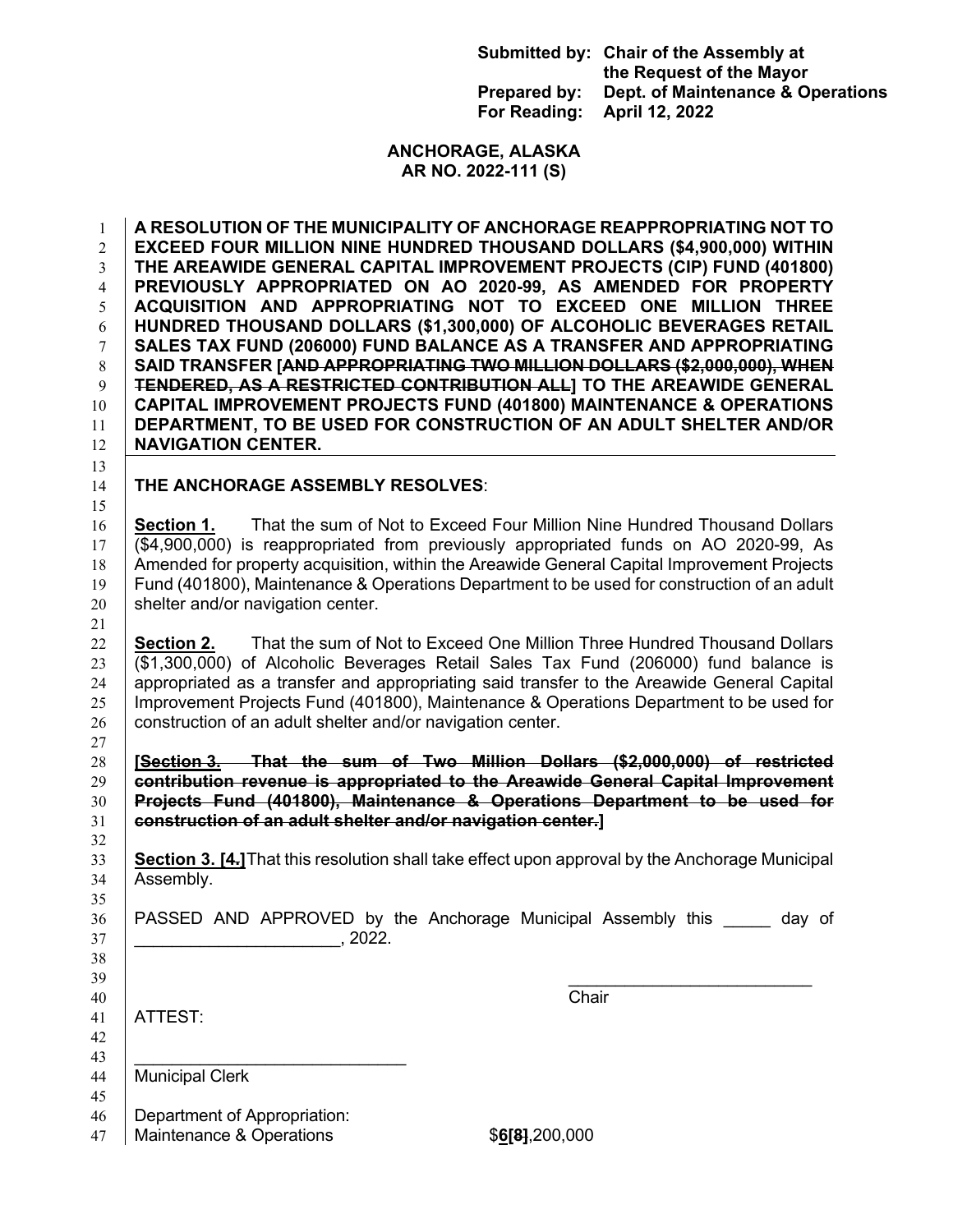**Submitted by:** Chair of the Assembly at the Request of the Mayor
**Prepared by:** Dept. of Maintenance & Operations
**For Reading:** April 12, 2022

**ANCHORAGE, ALASKA**
**AR NO. 2022-111 (S)**

**A RESOLUTION OF THE MUNICIPALITY OF ANCHORAGE REAPPROPRIATING NOT TO EXCEED FOUR MILLION NINE HUNDRED THOUSAND DOLLARS ($4,900,000) WITHIN THE AREAWIDE GENERAL CAPITAL IMPROVEMENT PROJECTS (CIP) FUND (401800) PREVIOUSLY APPROPRIATED ON AO 2020-99, AS AMENDED FOR PROPERTY ACQUISITION AND APPROPRIATING NOT TO EXCEED ONE MILLION THREE HUNDRED THOUSAND DOLLARS ($1,300,000) OF ALCOHOLIC BEVERAGES RETAIL SALES TAX FUND (206000) FUND BALANCE AS A TRANSFER AND APPROPRIATING SAID TRANSFER [~~AND APPROPRIATING TWO MILLION DOLLARS ($2,000,000), WHEN TENDERED, AS A RESTRICTED CONTRIBUTION ALL~~] TO THE AREAWIDE GENERAL CAPITAL IMPROVEMENT PROJECTS FUND (401800) MAINTENANCE & OPERATIONS DEPARTMENT, TO BE USED FOR CONSTRUCTION OF AN ADULT SHELTER AND/OR NAVIGATION CENTER.**

**THE ANCHORAGE ASSEMBLY RESOLVES**:

**Section 1.** That the sum of Not to Exceed Four Million Nine Hundred Thousand Dollars ($4,900,000) is reappropriated from previously appropriated funds on AO 2020-99, As Amended for property acquisition, within the Areawide General Capital Improvement Projects Fund (401800), Maintenance & Operations Department to be used for construction of an adult shelter and/or navigation center.

**Section 2.** That the sum of Not to Exceed One Million Three Hundred Thousand Dollars ($1,300,000) of Alcoholic Beverages Retail Sales Tax Fund (206000) fund balance is appropriated as a transfer and appropriating said transfer to the Areawide General Capital Improvement Projects Fund (401800), Maintenance & Operations Department to be used for construction of an adult shelter and/or navigation center.

**[~~Section 3. That the sum of Two Million Dollars ($2,000,000) of restricted contribution revenue is appropriated to the Areawide General Capital Improvement Projects Fund (401800), Maintenance & Operations Department to be used for construction of an adult shelter and/or navigation center.~~]**

**Section 3. [~~4.~~]** That this resolution shall take effect upon approval by the Anchorage Municipal Assembly.

PASSED AND APPROVED by the Anchorage Municipal Assembly this _____ day of _____________________, 2022.

___________________________
Chair

ATTEST:

_____________________________
Municipal Clerk

Department of Appropriation:
Maintenance & Operations $**6[~~8~~]**,200,000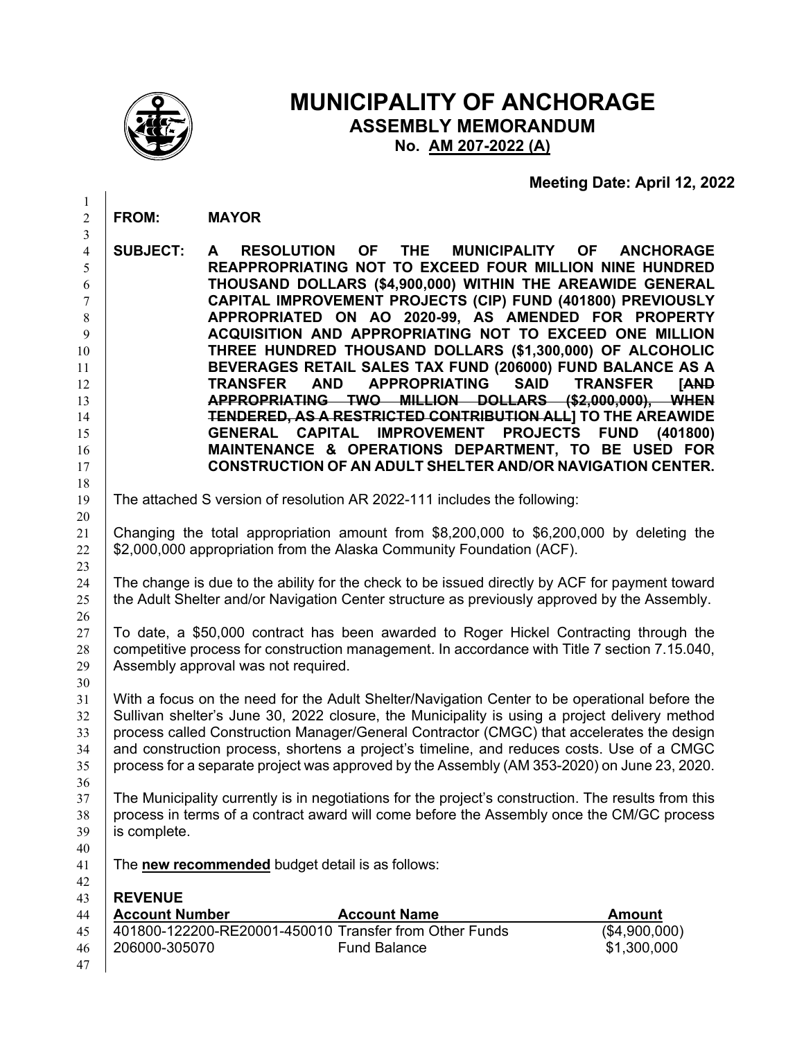# MUNICIPALITY OF ANCHORAGE

## ASSEMBLY MEMORANDUM

**No. AM 207-2022 (A)**

**Meeting Date: April 12, 2022**

**FROM:** **MAYOR**

**SUBJECT:** **A RESOLUTION OF THE MUNICIPALITY OF ANCHORAGE REAPPROPRIATING NOT TO EXCEED FOUR MILLION NINE HUNDRED THOUSAND DOLLARS ($4,900,000) WITHIN THE AREAWIDE GENERAL CAPITAL IMPROVEMENT PROJECTS (CIP) FUND (401800) PREVIOUSLY APPROPRIATED ON AO 2020-99, AS AMENDED FOR PROPERTY ACQUISITION AND APPROPRIATING NOT TO EXCEED ONE MILLION THREE HUNDRED THOUSAND DOLLARS ($1,300,000) OF ALCOHOLIC BEVERAGES RETAIL SALES TAX FUND (206000) FUND BALANCE AS A TRANSFER AND APPROPRIATING SAID TRANSFER [~~AND APPROPRIATING TWO MILLION DOLLARS ($2,000,000), WHEN TENDERED, AS A RESTRICTED CONTRIBUTION ALL~~] TO THE AREAWIDE GENERAL CAPITAL IMPROVEMENT PROJECTS FUND (401800) MAINTENANCE & OPERATIONS DEPARTMENT, TO BE USED FOR CONSTRUCTION OF AN ADULT SHELTER AND/OR NAVIGATION CENTER.**

The attached S version of resolution AR 2022-111 includes the following:

Changing the total appropriation amount from $8,200,000 to $6,200,000 by deleting the $2,000,000 appropriation from the Alaska Community Foundation (ACF).

The change is due to the ability for the check to be issued directly by ACF for payment toward the Adult Shelter and/or Navigation Center structure as previously approved by the Assembly.

To date, a $50,000 contract has been awarded to Roger Hickel Contracting through the competitive process for construction management. In accordance with Title 7 section 7.15.040, Assembly approval was not required.

With a focus on the need for the Adult Shelter/Navigation Center to be operational before the Sullivan shelter's June 30, 2022 closure, the Municipality is using a project delivery method process called Construction Manager/General Contractor (CMGC) that accelerates the design and construction process, shortens a project's timeline, and reduces costs. Use of a CMGC process for a separate project was approved by the Assembly (AM 353-2020) on June 23, 2020.

The Municipality currently is in negotiations for the project's construction. The results from this process in terms of a contract award will come before the Assembly once the CM/GC process is complete.

The **<u>new recommended</u>** budget detail is as follows:

**REVENUE**

| Account Number | Account Name | Amount |
|---|---|---|
| 401800-122200-RE20001-450010 | Transfer from Other Funds | ($4,900,000) |
| 206000-305070 | Fund Balance | $1,300,000 |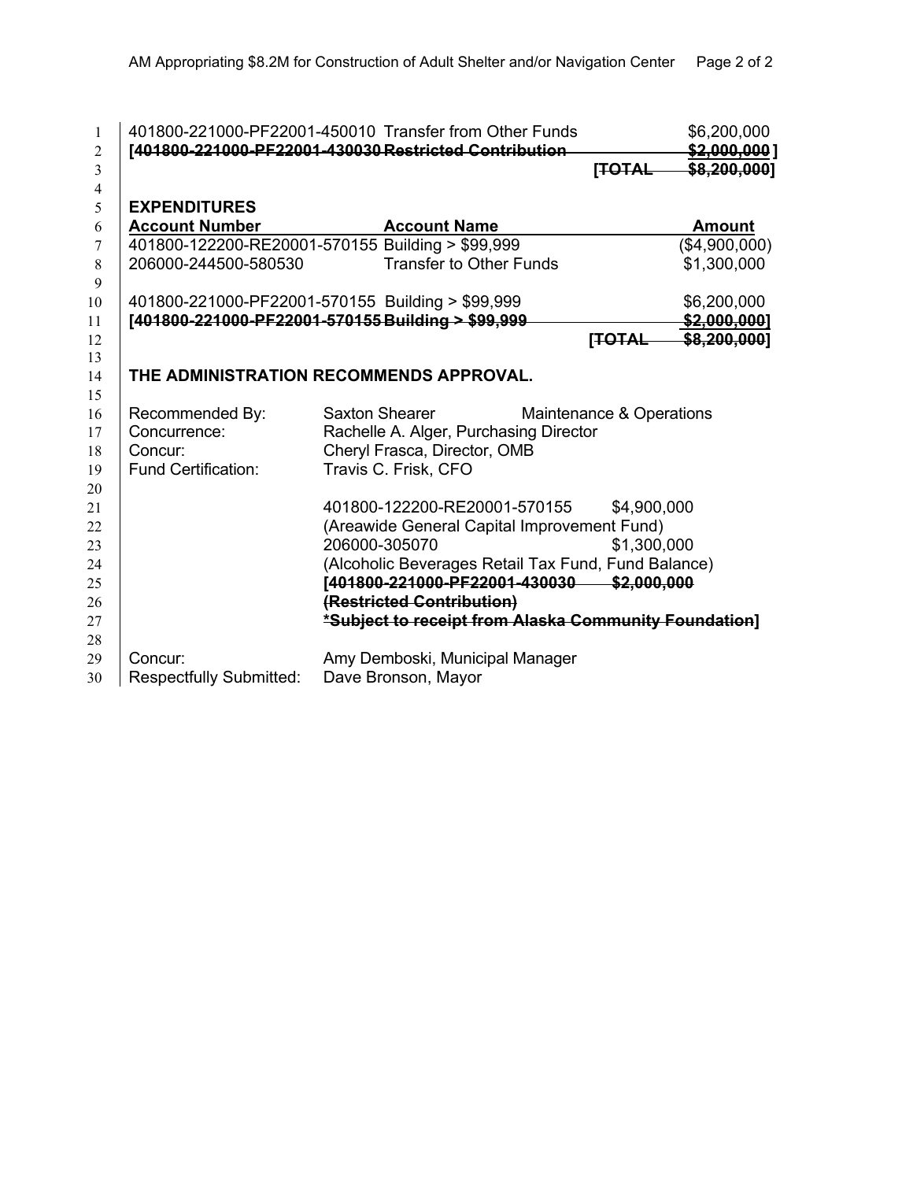| | | |
|---|---|---|
| 401800-221000-PF22001-450010 | Transfer from Other Funds | $6,200,000 |
| **[~~401800-221000-PF22001-430030~~** | **~~Restricted Contribution~~** | **~~$2,000,000~~ ]** |
| | **[~~TOTAL~~** | **~~$8,200,000~~]** |

**EXPENDITURES**

| Account Number | Account Name | Amount |
|---|---|---|
| 401800-122200-RE20001-570155 | Building > $99,999 | ($4,900,000) |
| 206000-244500-580530 | Transfer to Other Funds | $1,300,000 |
| | | |
| 401800-221000-PF22001-570155 | Building > $99,999 | $6,200,000 |
| **[~~401800-221000-PF22001-570155~~** | **~~Building > $99,999~~** | **~~$2,000,000~~]** |
| | **[~~TOTAL~~** | **~~$8,200,000~~]** |

**THE ADMINISTRATION RECOMMENDS APPROVAL.**

| | | |
|---|---|---|
| Recommended By: | Saxton Shearer | Maintenance & Operations |
| Concurrence: | Rachelle A. Alger, Purchasing Director | |
| Concur: | Cheryl Frasca, Director, OMB | |
| Fund Certification: | Travis C. Frisk, CFO | |
| | | |
| | 401800-122200-RE20001-570155 | $4,900,000 |
| | (Areawide General Capital Improvement Fund) | |
| | 206000-305070 | $1,300,000 |
| | (Alcoholic Beverages Retail Tax Fund, Fund Balance) | |
| | **[~~401800-221000-PF22001-430030~~** | **~~$2,000,000~~** |
| | **~~(Restricted Contribution)~~** | |
| | **~~*Subject to receipt from Alaska Community Foundation~~]** | |
| | | |
| Concur: | Amy Demboski, Municipal Manager | |
| Respectfully Submitted: | Dave Bronson, Mayor | |